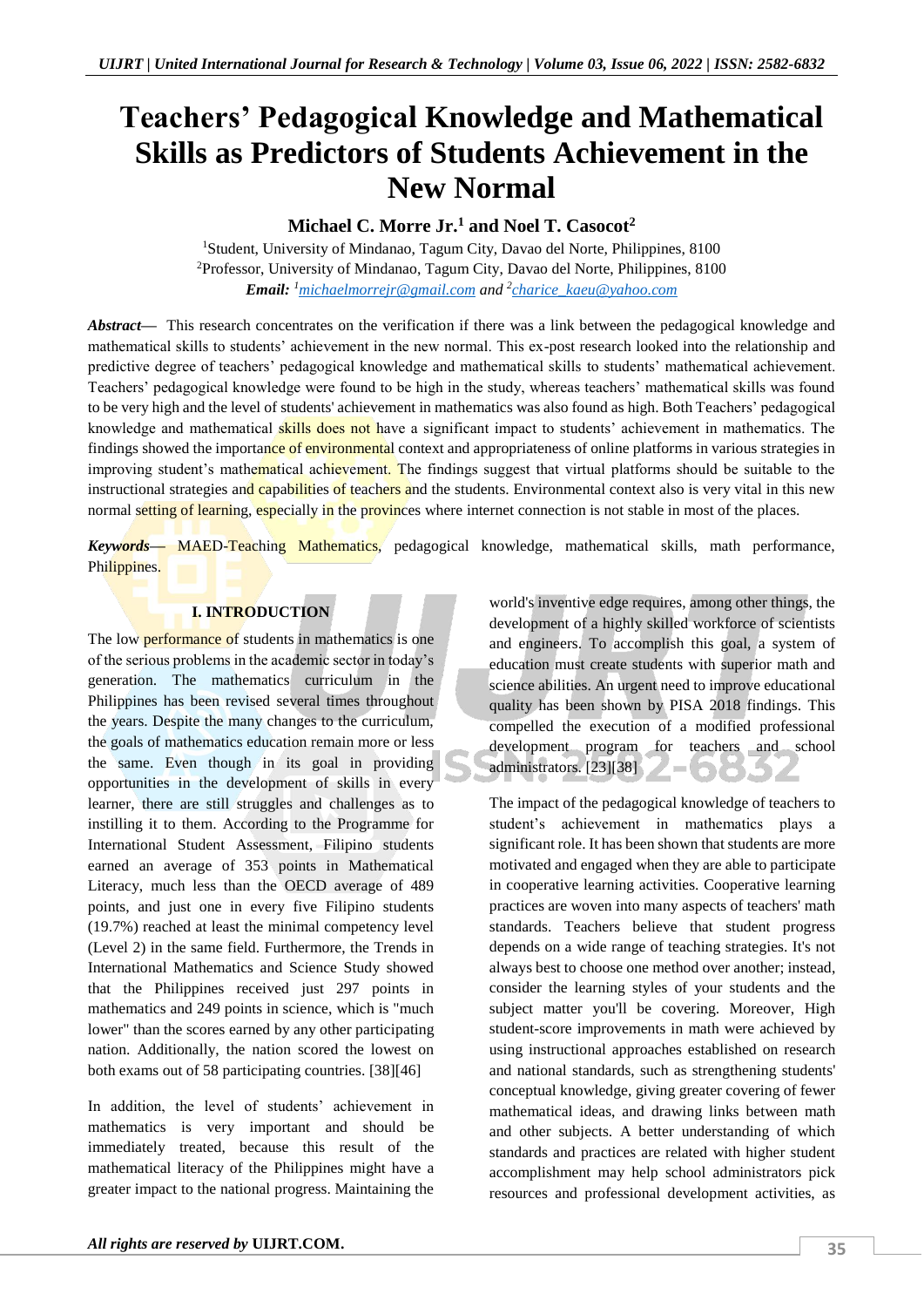# Teachers' Pedagogical Knowledge and Mathematical Skills as Predictors of Students Achievement in the New Normal

**Michael C. Morre Jr.[1] and Noel T. Casocot[2]**

[1]Student, University of Mindanao, Tagum City, Davao del Norte, Philippines, 8100
[2]Professor, University of Mindanao, Tagum City, Davao del Norte, Philippines, 8100
***Email:*** *[1]michaelmorrejr@gmail.com and [2]charice_kaeu@yahoo.com*

***Abstract*****—** This research concentrates on the verification if there was a link between the pedagogical knowledge and mathematical skills to students' achievement in the new normal. This ex-post research looked into the relationship and predictive degree of teachers' pedagogical knowledge and mathematical skills to students' mathematical achievement. Teachers' pedagogical knowledge were found to be high in the study, whereas teachers' mathematical skills was found to be very high and the level of students' achievement in mathematics was also found as high. Both Teachers' pedagogical knowledge and mathematical skills does not have a significant impact to students' achievement in mathematics. The findings showed the importance of environmental context and appropriateness of online platforms in various strategies in improving student's mathematical achievement. The findings suggest that virtual platforms should be suitable to the instructional strategies and capabilities of teachers and the students. Environmental context also is very vital in this new normal setting of learning, especially in the provinces where internet connection is not stable in most of the places.

***Keywords*****—** MAED-Teaching Mathematics, pedagogical knowledge, mathematical skills, math performance, Philippines.

## I. INTRODUCTION

The low performance of students in mathematics is one of the serious problems in the academic sector in today's generation. The mathematics curriculum in the Philippines has been revised several times throughout the years. Despite the many changes to the curriculum, the goals of mathematics education remain more or less the same. Even though in its goal in providing opportunities in the development of skills in every learner, there are still struggles and challenges as to instilling it to them. According to the Programme for International Student Assessment, Filipino students earned an average of 353 points in Mathematical Literacy, much less than the OECD average of 489 points, and just one in every five Filipino students (19.7%) reached at least the minimal competency level (Level 2) in the same field. Furthermore, the Trends in International Mathematics and Science Study showed that the Philippines received just 297 points in mathematics and 249 points in science, which is "much lower" than the scores earned by any other participating nation. Additionally, the nation scored the lowest on both exams out of 58 participating countries. [38][46]

In addition, the level of students' achievement in mathematics is very important and should be immediately treated, because this result of the mathematical literacy of the Philippines might have a greater impact to the national progress. Maintaining the world's inventive edge requires, among other things, the development of a highly skilled workforce of scientists and engineers. To accomplish this goal, a system of education must create students with superior math and science abilities. An urgent need to improve educational quality has been shown by PISA 2018 findings. This compelled the execution of a modified professional development program for teachers and school administrators. [23][38]

The impact of the pedagogical knowledge of teachers to student's achievement in mathematics plays a significant role. It has been shown that students are more motivated and engaged when they are able to participate in cooperative learning activities. Cooperative learning practices are woven into many aspects of teachers' math standards. Teachers believe that student progress depends on a wide range of teaching strategies. It's not always best to choose one method over another; instead, consider the learning styles of your students and the subject matter you'll be covering. Moreover, High student-score improvements in math were achieved by using instructional approaches established on research and national standards, such as strengthening students' conceptual knowledge, giving greater covering of fewer mathematical ideas, and drawing links between math and other subjects. A better understanding of which standards and practices are related with higher student accomplishment may help school administrators pick resources and professional development activities, as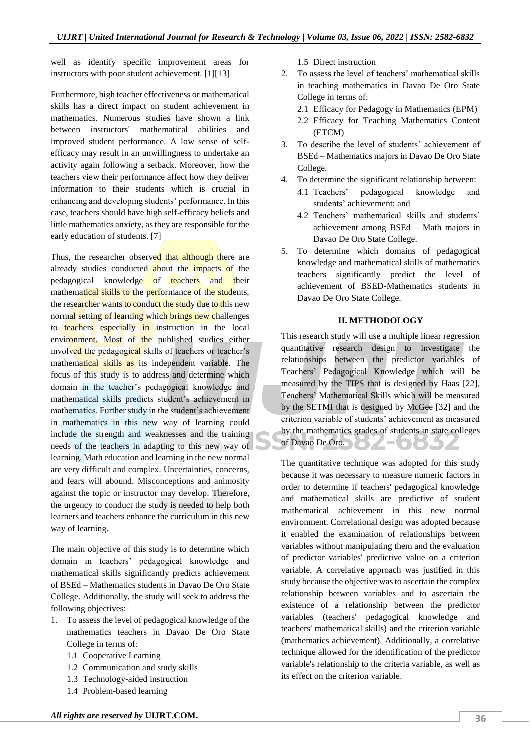well as identify specific improvement areas for instructors with poor student achievement. [1][13]

Furthermore, high teacher effectiveness or mathematical skills has a direct impact on student achievement in mathematics. Numerous studies have shown a link between instructors' mathematical abilities and improved student performance. A low sense of self-efficacy may result in an unwillingness to undertake an activity again following a setback. Moreover, how the teachers view their performance affect how they deliver information to their students which is crucial in enhancing and developing students' performance. In this case, teachers should have high self-efficacy beliefs and little mathematics anxiety, as they are responsible for the early education of students. [7]

Thus, the researcher observed that although there are already studies conducted about the impacts of the pedagogical knowledge of teachers and their mathematical skills to the performance of the students, the researcher wants to conduct the study due to this new normal setting of learning which brings new challenges to teachers especially in instruction in the local environment. Most of the published studies either involved the pedagogical skills of teachers or teacher's mathematical skills as its independent variable. The focus of this study is to address and determine which domain in the teacher's pedagogical knowledge and mathematical skills predicts student's achievement in mathematics. Further study in the student's achievement in mathematics in this new way of learning could include the strength and weaknesses and the training needs of the teachers in adapting to this new way of learning. Math education and learning in the new normal are very difficult and complex. Uncertainties, concerns, and fears will abound. Misconceptions and animosity against the topic or instructor may develop. Therefore, the urgency to conduct the study is needed to help both learners and teachers enhance the curriculum in this new way of learning.

The main objective of this study is to determine which domain in teachers' pedagogical knowledge and mathematical skills significantly predicts achievement of BSEd – Mathematics students in Davao De Oro State College. Additionally, the study will seek to address the following objectives:

1. To assess the level of pedagogical knowledge of the mathematics teachers in Davao De Oro State College in terms of:
   - 1.1 Cooperative Learning
   - 1.2 Communication and study skills
   - 1.3 Technology-aided instruction
   - 1.4 Problem-based learning
   - 1.5 Direct instruction
2. To assess the level of teachers' mathematical skills in teaching mathematics in Davao De Oro State College in terms of:
   - 2.1 Efficacy for Pedagogy in Mathematics (EPM)
   - 2.2 Efficacy for Teaching Mathematics Content (ETCM)
3. To describe the level of students' achievement of BSEd – Mathematics majors in Davao De Oro State College.
4. To determine the significant relationship between:
   - 4.1 Teachers' pedagogical knowledge and students' achievement; and
   - 4.2 Teachers' mathematical skills and students' achievement among BSEd – Math majors in Davao De Oro State College.
5. To determine which domains of pedagogical knowledge and mathematical skills of mathematics teachers significantly predict the level of achievement of BSED-Mathematics students in Davao De Oro State College.

## II. METHODOLOGY

This research study will use a multiple linear regression quantitative research design to investigate the relationships between the predictor variables of Teachers' Pedagogical Knowledge which will be measured by the TIPS that is designed by Haas [22], Teachers' Mathematical Skills which will be measured by the SETMI that is designed by McGee [32] and the criterion variable of students' achievement as measured by the mathematics grades of students in state colleges of Davao De Oro.

The quantitative technique was adopted for this study because it was necessary to measure numeric factors in order to determine if teachers' pedagogical knowledge and mathematical skills are predictive of student mathematical achievement in this new normal environment. Correlational design was adopted because it enabled the examination of relationships between variables without manipulating them and the evaluation of predictor variables' predictive value on a criterion variable. A correlative approach was justified in this study because the objective was to ascertain the complex relationship between variables and to ascertain the existence of a relationship between the predictor variables (teachers' pedagogical knowledge and teachers' mathematical skills) and the criterion variable (mathematics achievement). Additionally, a correlative technique allowed for the identification of the predictor variable's relationship to the criteria variable, as well as its effect on the criterion variable.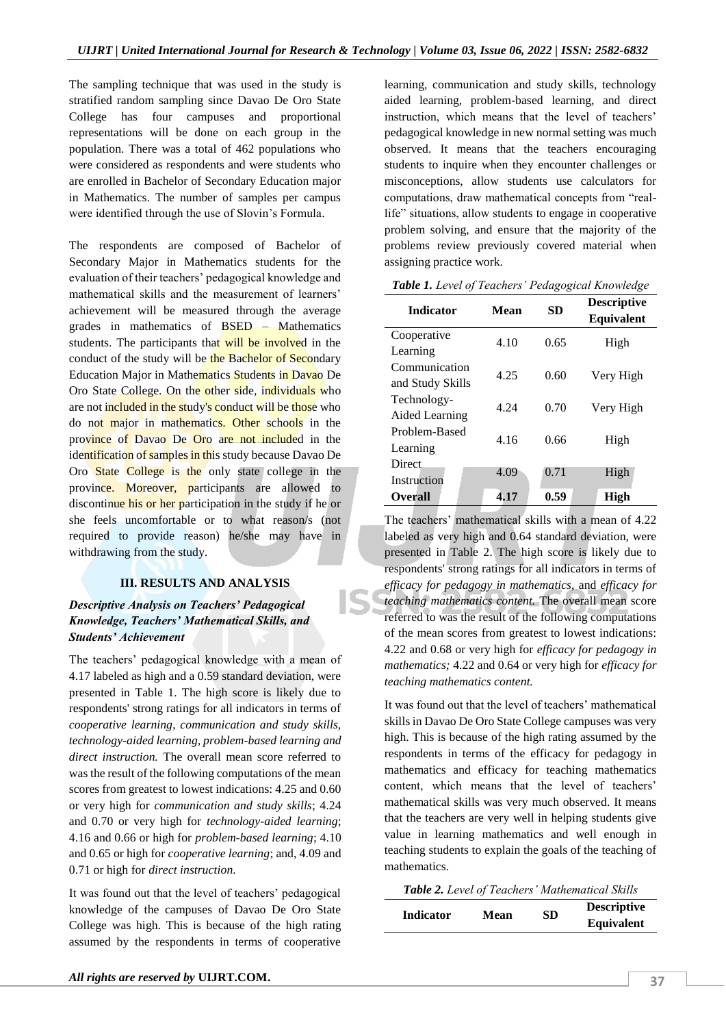The sampling technique that was used in the study is stratified random sampling since Davao De Oro State College has four campuses and proportional representations will be done on each group in the population. There was a total of 462 populations who were considered as respondents and were students who are enrolled in Bachelor of Secondary Education major in Mathematics. The number of samples per campus were identified through the use of Slovin's Formula.

The respondents are composed of Bachelor of Secondary Major in Mathematics students for the evaluation of their teachers' pedagogical knowledge and mathematical skills and the measurement of learners' achievement will be measured through the average grades in mathematics of BSED – Mathematics students. The participants that will be involved in the conduct of the study will be the Bachelor of Secondary Education Major in Mathematics Students in Davao De Oro State College. On the other side, individuals who are not included in the study's conduct will be those who do not major in mathematics. Other schools in the province of Davao De Oro are not included in the identification of samples in this study because Davao De Oro State College is the only state college in the province. Moreover, participants are allowed to discontinue his or her participation in the study if he or she feels uncomfortable or to what reason/s (not required to provide reason) he/she may have in withdrawing from the study.

## III. RESULTS AND ANALYSIS

### *Descriptive Analysis on Teachers' Pedagogical Knowledge, Teachers' Mathematical Skills, and Students' Achievement*

The teachers' pedagogical knowledge with a mean of 4.17 labeled as high and a 0.59 standard deviation, were presented in Table 1. The high score is likely due to respondents' strong ratings for all indicators in terms of *cooperative learning, communication and study skills, technology-aided learning, problem-based learning and direct instruction.* The overall mean score referred to was the result of the following computations of the mean scores from greatest to lowest indications: 4.25 and 0.60 or very high for *communication and study skills*; 4.24 and 0.70 or very high for *technology-aided learning*; 4.16 and 0.66 or high for *problem-based learning*; 4.10 and 0.65 or high for *cooperative learning*; and, 4.09 and 0.71 or high for *direct instruction.*

It was found out that the level of teachers' pedagogical knowledge of the campuses of Davao De Oro State College was high. This is because of the high rating assumed by the respondents in terms of cooperative learning, communication and study skills, technology aided learning, problem-based learning, and direct instruction, which means that the level of teachers' pedagogical knowledge in new normal setting was much observed. It means that the teachers encouraging students to inquire when they encounter challenges or misconceptions, allow students use calculators for computations, draw mathematical concepts from "real-life" situations, allow students to engage in cooperative problem solving, and ensure that the majority of the problems review previously covered material when assigning practice work.

***Table 1.*** *Level of Teachers' Pedagogical Knowledge*

| Indicator | Mean | SD | Descriptive Equivalent |
|---|---|---|---|
| Cooperative Learning | 4.10 | 0.65 | High |
| Communication and Study Skills | 4.25 | 0.60 | Very High |
| Technology-Aided Learning | 4.24 | 0.70 | Very High |
| Problem-Based Learning | 4.16 | 0.66 | High |
| Direct Instruction | 4.09 | 0.71 | High |
| **Overall** | **4.17** | **0.59** | **High** |

The teachers' mathematical skills with a mean of 4.22 labeled as very high and 0.64 standard deviation, were presented in Table 2. The high score is likely due to respondents' strong ratings for all indicators in terms of *efficacy for pedagogy in mathematics,* and *efficacy for teaching mathematics content.* The overall mean score referred to was the result of the following computations of the mean scores from greatest to lowest indications: 4.22 and 0.68 or very high for *efficacy for pedagogy in mathematics;* 4.22 and 0.64 or very high for *efficacy for teaching mathematics content.*

It was found out that the level of teachers' mathematical skills in Davao De Oro State College campuses was very high. This is because of the high rating assumed by the respondents in terms of the efficacy for pedagogy in mathematics and efficacy for teaching mathematics content, which means that the level of teachers' mathematical skills was very much observed. It means that the teachers are very well in helping students give value in learning mathematics and well enough in teaching students to explain the goals of the teaching of mathematics.

***Table 2.*** *Level of Teachers' Mathematical Skills*

| Indicator | Mean | SD | Descriptive Equivalent |
|---|---|---|---|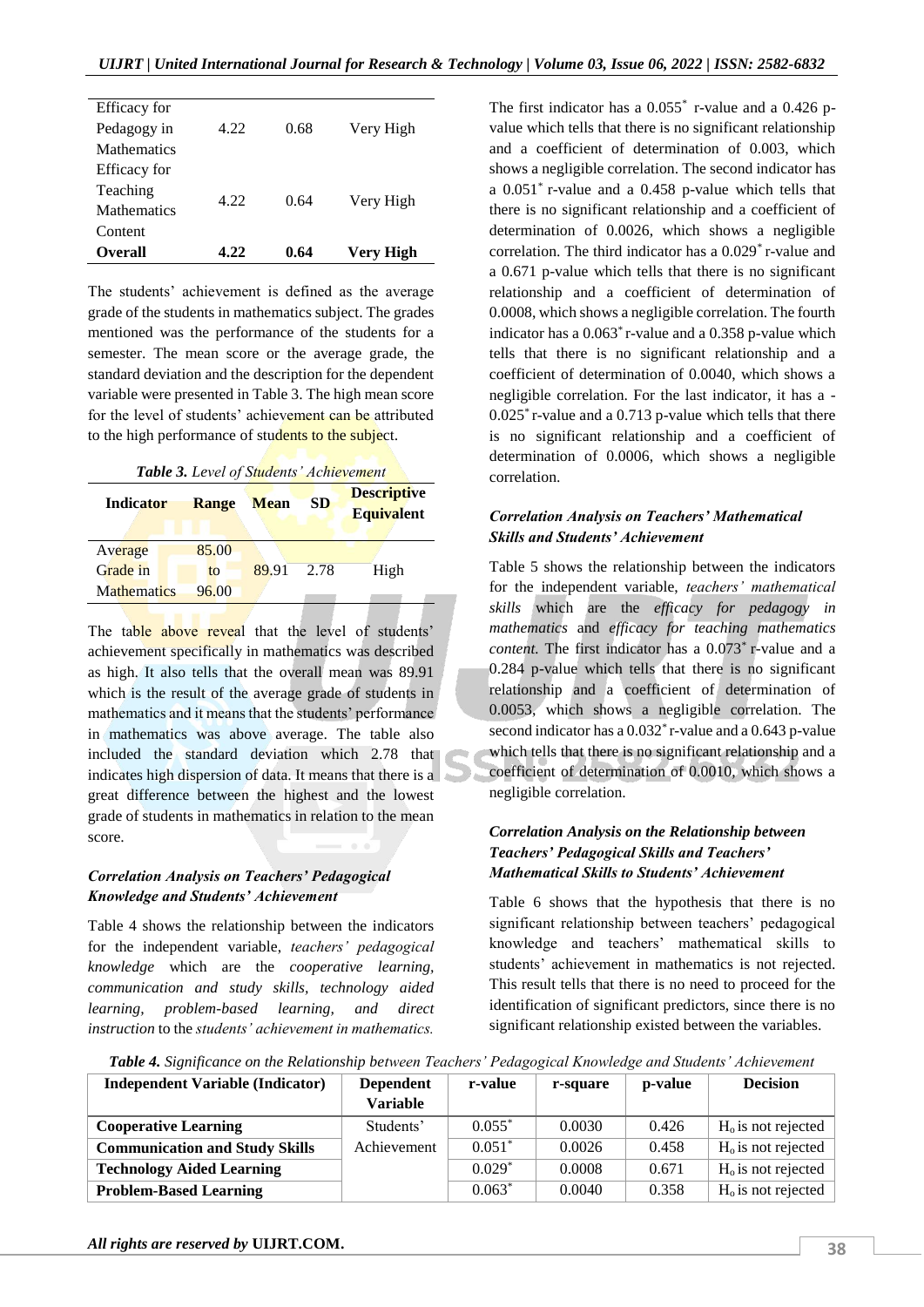| Efficacy for Pedagogy in Mathematics | 4.22 | 0.68 | Very High |
|---|---|---|---|
| Efficacy for Teaching Mathematics Content | 4.22 | 0.64 | Very High |
| **Overall** | **4.22** | **0.64** | **Very High** |

The students' achievement is defined as the average grade of the students in mathematics subject. The grades mentioned was the performance of the students for a semester. The mean score or the average grade, the standard deviation and the description for the dependent variable were presented in Table 3. The high mean score for the level of students' achievement can be attributed to the high performance of students to the subject.

***Table 3.** Level of Students' Achievement*

| Indicator | Range | Mean | SD | Descriptive Equivalent |
|---|---|---|---|---|
| Average Grade in Mathematics | 85.00 to 96.00 | 89.91 | 2.78 | High |

The table above reveal that the level of students' achievement specifically in mathematics was described as high. It also tells that the overall mean was 89.91 which is the result of the average grade of students in mathematics and it means that the students' performance in mathematics was above average. The table also included the standard deviation which 2.78 that indicates high dispersion of data. It means that there is a great difference between the highest and the lowest grade of students in mathematics in relation to the mean score.

### *Correlation Analysis on Teachers' Pedagogical Knowledge and Students' Achievement*

Table 4 shows the relationship between the indicators for the independent variable, *teachers' pedagogical knowledge* which are the *cooperative learning, communication and study skills, technology aided learning, problem-based learning, and direct instruction* to the *students' achievement in mathematics.*

The first indicator has a 0.055* r-value and a 0.426 p-value which tells that there is no significant relationship and a coefficient of determination of 0.003, which shows a negligible correlation. The second indicator has a 0.051* r-value and a 0.458 p-value which tells that there is no significant relationship and a coefficient of determination of 0.0026, which shows a negligible correlation. The third indicator has a 0.029* r-value and a 0.671 p-value which tells that there is no significant relationship and a coefficient of determination of 0.0008, which shows a negligible correlation. The fourth indicator has a 0.063* r-value and a 0.358 p-value which tells that there is no significant relationship and a coefficient of determination of 0.0040, which shows a negligible correlation. For the last indicator, it has a -0.025* r-value and a 0.713 p-value which tells that there is no significant relationship and a coefficient of determination of 0.0006, which shows a negligible correlation.

### *Correlation Analysis on Teachers' Mathematical Skills and Students' Achievement*

Table 5 shows the relationship between the indicators for the independent variable, *teachers' mathematical skills* which are the *efficacy for pedagogy in mathematics* and *efficacy for teaching mathematics content.* The first indicator has a 0.073* r-value and a 0.284 p-value which tells that there is no significant relationship and a coefficient of determination of 0.0053, which shows a negligible correlation. The second indicator has a 0.032* r-value and a 0.643 p-value which tells that there is no significant relationship and a coefficient of determination of 0.0010, which shows a negligible correlation.

### *Correlation Analysis on the Relationship between Teachers' Pedagogical Skills and Teachers' Mathematical Skills to Students' Achievement*

Table 6 shows that the hypothesis that there is no significant relationship between teachers' pedagogical knowledge and teachers' mathematical skills to students' achievement in mathematics is not rejected. This result tells that there is no need to proceed for the identification of significant predictors, since there is no significant relationship existed between the variables.

***Table 4.** Significance on the Relationship between Teachers' Pedagogical Knowledge and Students' Achievement*

| Independent Variable (Indicator) | Dependent Variable | r-value | r-square | p-value | Decision |
|---|---|---|---|---|---|
| **Cooperative Learning** | Students' Achievement | 0.055* | 0.0030 | 0.426 | $H_o$ is not rejected |
| **Communication and Study Skills** | | 0.051* | 0.0026 | 0.458 | $H_o$ is not rejected |
| **Technology Aided Learning** | | 0.029* | 0.0008 | 0.671 | $H_o$ is not rejected |
| **Problem-Based Learning** | | 0.063* | 0.0040 | 0.358 | $H_o$ is not rejected |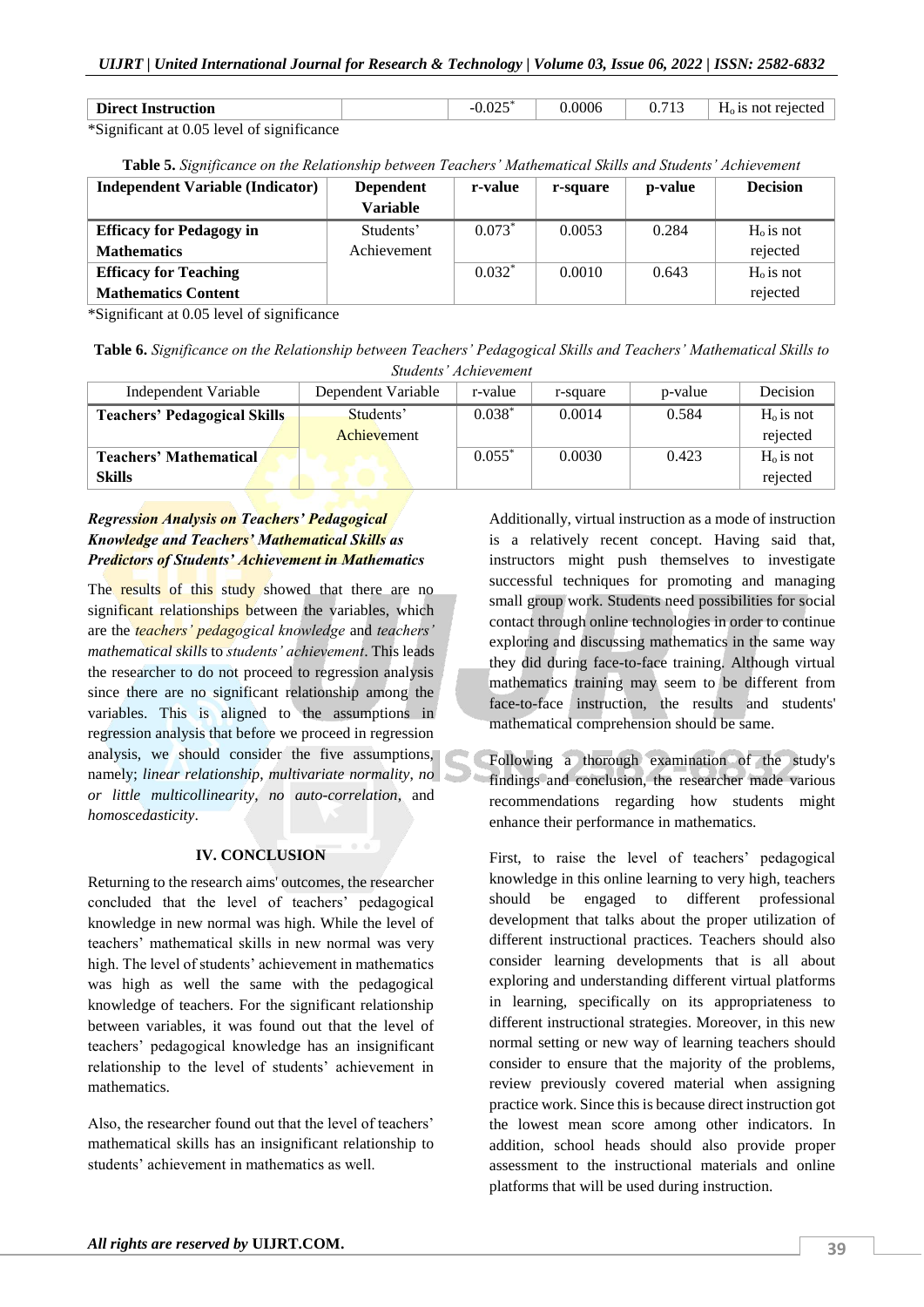| Direct Instruction | | $-0.025^*$ | 0.0006 | 0.713 | $H_o$ is not rejected |
|---|---|---|---|---|---|

*Significant at 0.05 level of significance

**Table 5.** *Significance on the Relationship between Teachers' Mathematical Skills and Students' Achievement*

| Independent Variable (Indicator) | Dependent Variable | r-value | r-square | p-value | Decision |
|---|---|---|---|---|---|
| **Efficacy for Pedagogy in Mathematics** | Students' Achievement | $0.073^*$ | 0.0053 | 0.284 | $H_o$ is not rejected |
| **Efficacy for Teaching Mathematics Content** | | $0.032^*$ | 0.0010 | 0.643 | $H_o$ is not rejected |

*Significant at 0.05 level of significance

**Table 6.** *Significance on the Relationship between Teachers' Pedagogical Skills and Teachers' Mathematical Skills to Students' Achievement*

| Independent Variable | Dependent Variable | r-value | r-square | p-value | Decision |
|---|---|---|---|---|---|
| **Teachers' Pedagogical Skills** | Students' Achievement | $0.038^*$ | 0.0014 | 0.584 | $H_o$ is not rejected |
| **Teachers' Mathematical Skills** | | $0.055^*$ | 0.0030 | 0.423 | $H_o$ is not rejected |

### *Regression Analysis on Teachers' Pedagogical Knowledge and Teachers' Mathematical Skills as Predictors of Students' Achievement in Mathematics*

The results of this study showed that there are no significant relationships between the variables, which are the *teachers' pedagogical knowledge* and *teachers' mathematical skills* to *students' achievement*. This leads the researcher to do not proceed to regression analysis since there are no significant relationship among the variables. This is aligned to the assumptions in regression analysis that before we proceed in regression analysis, we should consider the five assumptions, namely; *linear relationship*, *multivariate normality*, *no or little multicollinearity*, *no auto-correlation*, and *homoscedasticity*.

## IV. CONCLUSION

Returning to the research aims' outcomes, the researcher concluded that the level of teachers' pedagogical knowledge in new normal was high. While the level of teachers' mathematical skills in new normal was very high. The level of students' achievement in mathematics was high as well the same with the pedagogical knowledge of teachers. For the significant relationship between variables, it was found out that the level of teachers' pedagogical knowledge has an insignificant relationship to the level of students' achievement in mathematics.

Also, the researcher found out that the level of teachers' mathematical skills has an insignificant relationship to students' achievement in mathematics as well.

Additionally, virtual instruction as a mode of instruction is a relatively recent concept. Having said that, instructors might push themselves to investigate successful techniques for promoting and managing small group work. Students need possibilities for social contact through online technologies in order to continue exploring and discussing mathematics in the same way they did during face-to-face training. Although virtual mathematics training may seem to be different from face-to-face instruction, the results and students' mathematical comprehension should be same.

Following a thorough examination of the study's findings and conclusion, the researcher made various recommendations regarding how students might enhance their performance in mathematics.

First, to raise the level of teachers' pedagogical knowledge in this online learning to very high, teachers should be engaged to different professional development that talks about the proper utilization of different instructional practices. Teachers should also consider learning developments that is all about exploring and understanding different virtual platforms in learning, specifically on its appropriateness to different instructional strategies. Moreover, in this new normal setting or new way of learning teachers should consider to ensure that the majority of the problems, review previously covered material when assigning practice work. Since this is because direct instruction got the lowest mean score among other indicators. In addition, school heads should also provide proper assessment to the instructional materials and online platforms that will be used during instruction.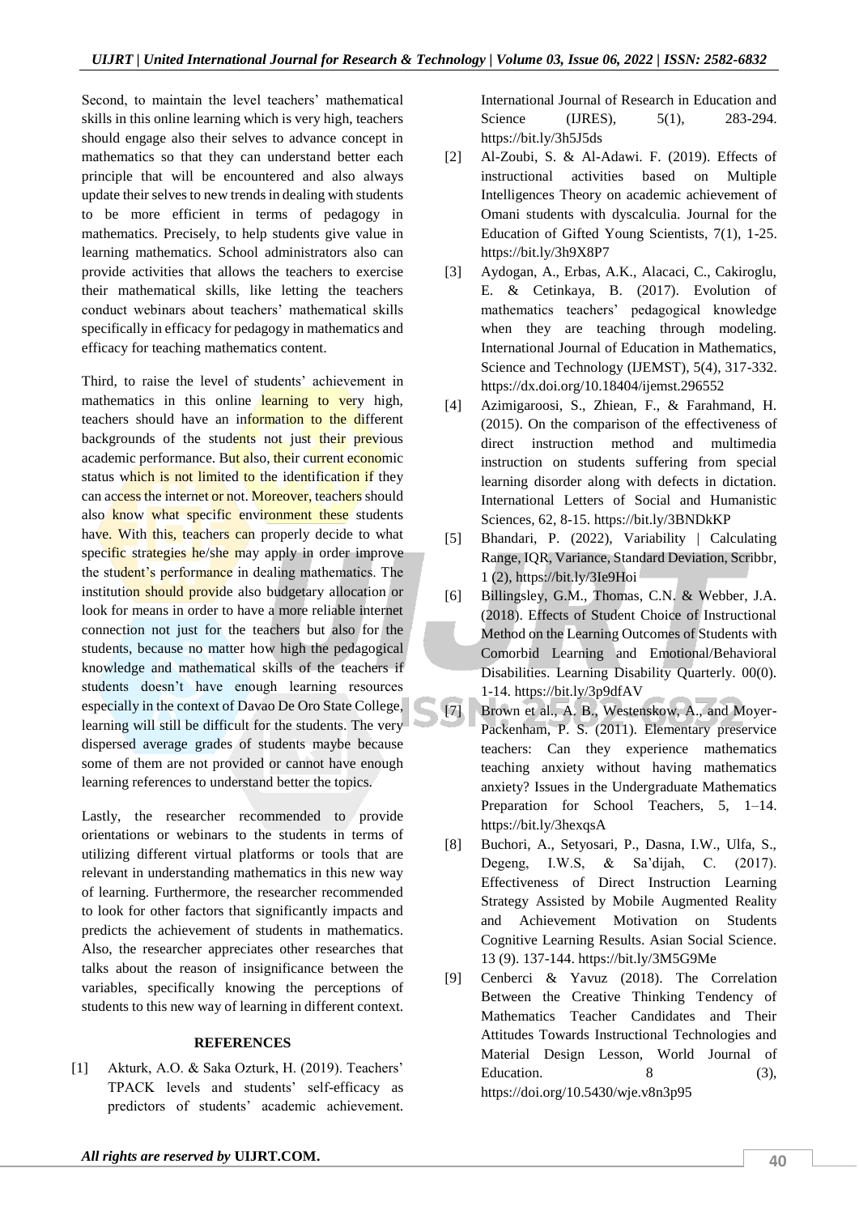Second, to maintain the level teachers' mathematical skills in this online learning which is very high, teachers should engage also their selves to advance concept in mathematics so that they can understand better each principle that will be encountered and also always update their selves to new trends in dealing with students to be more efficient in terms of pedagogy in mathematics. Precisely, to help students give value in learning mathematics. School administrators also can provide activities that allows the teachers to exercise their mathematical skills, like letting the teachers conduct webinars about teachers' mathematical skills specifically in efficacy for pedagogy in mathematics and efficacy for teaching mathematics content.

Third, to raise the level of students' achievement in mathematics in this online learning to very high, teachers should have an information to the different backgrounds of the students not just their previous academic performance. But also, their current economic status which is not limited to the identification if they can access the internet or not. Moreover, teachers should also know what specific environment these students have. With this, teachers can properly decide to what specific strategies he/she may apply in order improve the student's performance in dealing mathematics. The institution should provide also budgetary allocation or look for means in order to have a more reliable internet connection not just for the teachers but also for the students, because no matter how high the pedagogical knowledge and mathematical skills of the teachers if students doesn't have enough learning resources especially in the context of Davao De Oro State College, learning will still be difficult for the students. The very dispersed average grades of students maybe because some of them are not provided or cannot have enough learning references to understand better the topics.

Lastly, the researcher recommended to provide orientations or webinars to the students in terms of utilizing different virtual platforms or tools that are relevant in understanding mathematics in this new way of learning. Furthermore, the researcher recommended to look for other factors that significantly impacts and predicts the achievement of students in mathematics. Also, the researcher appreciates other researches that talks about the reason of insignificance between the variables, specifically knowing the perceptions of students to this new way of learning in different context.

## REFERENCES

[1] Akturk, A.O. & Saka Ozturk, H. (2019). Teachers' TPACK levels and students' self-efficacy as predictors of students' academic achievement. International Journal of Research in Education and Science (IJRES), 5(1), 283-294. https://bit.ly/3h5J5ds

[2] Al-Zoubi, S. & Al-Adawi. F. (2019). Effects of instructional activities based on Multiple Intelligences Theory on academic achievement of Omani students with dyscalculia. Journal for the Education of Gifted Young Scientists, 7(1), 1-25. https://bit.ly/3h9X8P7

[3] Aydogan, A., Erbas, A.K., Alacaci, C., Cakiroglu, E. & Cetinkaya, B. (2017). Evolution of mathematics teachers' pedagogical knowledge when they are teaching through modeling. International Journal of Education in Mathematics, Science and Technology (IJEMST), 5(4), 317-332. https://dx.doi.org/10.18404/ijemst.296552

[4] Azimigaroosi, S., Zhiean, F., & Farahmand, H. (2015). On the comparison of the effectiveness of direct instruction method and multimedia instruction on students suffering from special learning disorder along with defects in dictation. International Letters of Social and Humanistic Sciences, 62, 8-15. https://bit.ly/3BNDkKP

[5] Bhandari, P. (2022), Variability | Calculating Range, IQR, Variance, Standard Deviation, Scribbr, 1 (2), https://bit.ly/3Ie9Hoi

[6] Billingsley, G.M., Thomas, C.N. & Webber, J.A. (2018). Effects of Student Choice of Instructional Method on the Learning Outcomes of Students with Comorbid Learning and Emotional/Behavioral Disabilities. Learning Disability Quarterly. 00(0). 1-14. https://bit.ly/3p9dfAV

[7] Brown et al., A. B., Westenskow, A., and Moyer-Packenham, P. S. (2011). Elementary preservice teachers: Can they experience mathematics teaching anxiety without having mathematics anxiety? Issues in the Undergraduate Mathematics Preparation for School Teachers, 5, 1–14. https://bit.ly/3hexqsA

[8] Buchori, A., Setyosari, P., Dasna, I.W., Ulfa, S., Degeng, I.W.S, & Sa'dijah, C. (2017). Effectiveness of Direct Instruction Learning Strategy Assisted by Mobile Augmented Reality and Achievement Motivation on Students Cognitive Learning Results. Asian Social Science. 13 (9). 137-144. https://bit.ly/3M5G9Me

[9] Cenberci & Yavuz (2018). The Correlation Between the Creative Thinking Tendency of Mathematics Teacher Candidates and Their Attitudes Towards Instructional Technologies and Material Design Lesson, World Journal of Education. 8 (3), https://doi.org/10.5430/wje.v8n3p95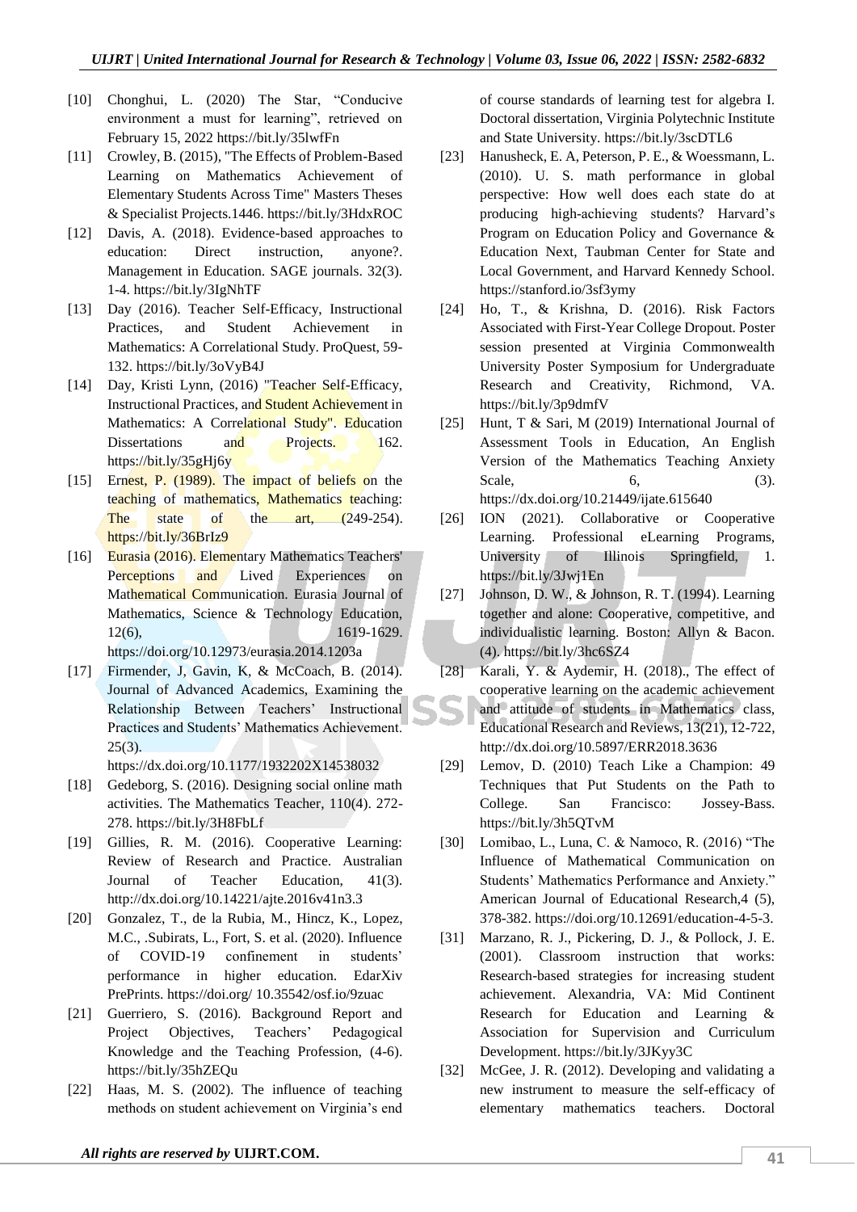[10] Chonghui, L. (2020) The Star, "Conducive environment a must for learning", retrieved on February 15, 2022 https://bit.ly/35lwfFn

[11] Crowley, B. (2015), "The Effects of Problem-Based Learning on Mathematics Achievement of Elementary Students Across Time" Masters Theses & Specialist Projects.1446. https://bit.ly/3HdxROC

[12] Davis, A. (2018). Evidence-based approaches to education: Direct instruction, anyone?. Management in Education. SAGE journals. 32(3). 1-4. https://bit.ly/3IgNhTF

[13] Day (2016). Teacher Self-Efficacy, Instructional Practices, and Student Achievement in Mathematics: A Correlational Study. ProQuest, 59-132. https://bit.ly/3oVyB4J

[14] Day, Kristi Lynn, (2016) "Teacher Self-Efficacy, Instructional Practices, and Student Achievement in Mathematics: A Correlational Study". Education Dissertations and Projects. 162. https://bit.ly/35gHj6y

[15] Ernest, P. (1989). The impact of beliefs on the teaching of mathematics, Mathematics teaching: The state of the art, (249-254). https://bit.ly/36BrIz9

[16] Eurasia (2016). Elementary Mathematics Teachers' Perceptions and Lived Experiences on Mathematical Communication. Eurasia Journal of Mathematics, Science & Technology Education, 12(6), 1619-1629. https://doi.org/10.12973/eurasia.2014.1203a

[17] Firmender, J, Gavin, K, & McCoach, B. (2014). Journal of Advanced Academics, Examining the Relationship Between Teachers' Instructional Practices and Students' Mathematics Achievement. 25(3). https://dx.doi.org/10.1177/1932202X14538032

[18] Gedeborg, S. (2016). Designing social online math activities. The Mathematics Teacher, 110(4). 272-278. https://bit.ly/3H8FbLf

[19] Gillies, R. M. (2016). Cooperative Learning: Review of Research and Practice. Australian Journal of Teacher Education, 41(3). http://dx.doi.org/10.14221/ajte.2016v41n3.3

[20] Gonzalez, T., de la Rubia, M., Hincz, K., Lopez, M.C., .Subirats, L., Fort, S. et al. (2020). Influence of COVID-19 confinement in students' performance in higher education. EdarXiv PrePrints. https://doi.org/ 10.35542/osf.io/9zuac

[21] Guerriero, S. (2016). Background Report and Project Objectives, Teachers' Pedagogical Knowledge and the Teaching Profession, (4-6). https://bit.ly/35hZEQu

[22] Haas, M. S. (2002). The influence of teaching methods on student achievement on Virginia's end of course standards of learning test for algebra I. Doctoral dissertation, Virginia Polytechnic Institute and State University. https://bit.ly/3scDTL6

[23] Hanusheck, E. A, Peterson, P. E., & Woessmann, L. (2010). U. S. math performance in global perspective: How well does each state do at producing high-achieving students? Harvard's Program on Education Policy and Governance & Education Next, Taubman Center for State and Local Government, and Harvard Kennedy School. https://stanford.io/3sf3ymy

[24] Ho, T., & Krishna, D. (2016). Risk Factors Associated with First-Year College Dropout. Poster session presented at Virginia Commonwealth University Poster Symposium for Undergraduate Research and Creativity, Richmond, VA. https://bit.ly/3p9dmfV

[25] Hunt, T & Sari, M (2019) International Journal of Assessment Tools in Education, An English Version of the Mathematics Teaching Anxiety Scale, 6, (3). https://dx.doi.org/10.21449/ijate.615640

[26] ION (2021). Collaborative or Cooperative Learning. Professional eLearning Programs, University of Illinois Springfield, 1. https://bit.ly/3Jwj1En

[27] Johnson, D. W., & Johnson, R. T. (1994). Learning together and alone: Cooperative, competitive, and individualistic learning. Boston: Allyn & Bacon. (4). https://bit.ly/3hc6SZ4

[28] Karali, Y. & Aydemir, H. (2018)., The effect of cooperative learning on the academic achievement and attitude of students in Mathematics class, Educational Research and Reviews, 13(21), 12-722, http://dx.doi.org/10.5897/ERR2018.3636

[29] Lemov, D. (2010) Teach Like a Champion: 49 Techniques that Put Students on the Path to College. San Francisco: Jossey-Bass. https://bit.ly/3h5QTvM

[30] Lomibao, L., Luna, C. & Namoco, R. (2016) "The Influence of Mathematical Communication on Students' Mathematics Performance and Anxiety." American Journal of Educational Research,4 (5), 378-382. https://doi.org/10.12691/education-4-5-3.

[31] Marzano, R. J., Pickering, D. J., & Pollock, J. E. (2001). Classroom instruction that works: Research-based strategies for increasing student achievement. Alexandria, VA: Mid Continent Research for Education and Learning & Association for Supervision and Curriculum Development. https://bit.ly/3JKyy3C

[32] McGee, J. R. (2012). Developing and validating a new instrument to measure the self-efficacy of elementary mathematics teachers. Doctoral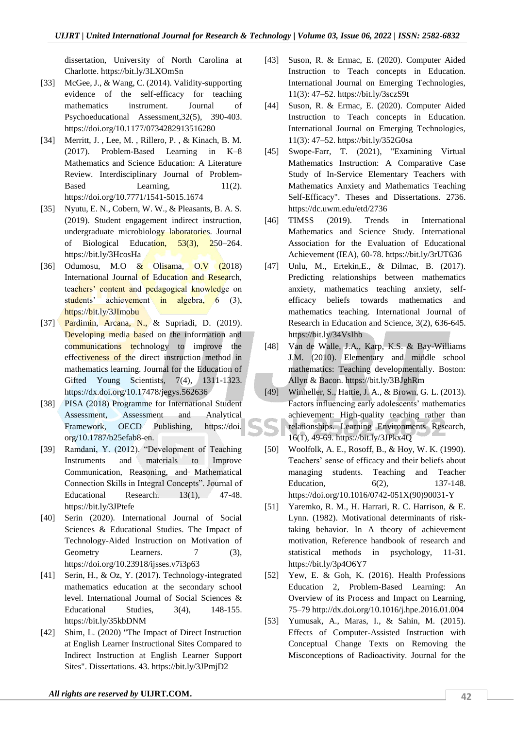dissertation, University of North Carolina at Charlotte. https://bit.ly/3LXOmSn

[33] McGee, J., & Wang, C. (2014). Validity-supporting evidence of the self-efficacy for teaching mathematics instrument. Journal of Psychoeducational Assessment,32(5), 390-403. https://doi.org/10.1177/0734282913516280

[34] Merritt, J. , Lee, M. , Rillero, P. , & Kinach, B. M. (2017). Problem-Based Learning in K–8 Mathematics and Science Education: A Literature Review. Interdisciplinary Journal of Problem-Based Learning, 11(2). https://doi.org/10.7771/1541-5015.1674

[35] Nyutu, E. N., Cobern, W. W., & Pleasants, B. A. S. (2019). Student engagement indirect instruction, undergraduate microbiology laboratories. Journal of Biological Education, 53(3), 250–264. https://bit.ly/3HcosHa

[36] Odumosu, M.O & Olisama, O.V (2018) International Journal of Education and Research, teachers' content and pedagogical knowledge on students' achievement in algebra, 6 (3), https://bit.ly/3JImobu

[37] Pardimin, Arcana, N., & Supriadi, D. (2019). Developing media based on the information and communications technology to improve the effectiveness of the direct instruction method in mathematics learning. Journal for the Education of Gifted Young Scientists, 7(4), 1311-1323. https://dx.doi.org/10.17478/jegys.562636

[38] PISA (2018) Programme for International Student Assessment, Assessment and Analytical Framework, OECD Publishing, https://doi.org/10.1787/b25efab8-en.

[39] Ramdani, Y. (2012). "Development of Teaching Instruments and materials to Improve Communication, Reasoning, and Mathematical Connection Skills in Integral Concepts". Journal of Educational Research. 13(1), 47-48. https://bit.ly/3JPtefe

[40] Serin (2020). International Journal of Social Sciences & Educational Studies. The Impact of Technology-Aided Instruction on Motivation of Geometry Learners. 7 (3), https://doi.org/10.23918/ijsses.v7i3p63

[41] Serin, H., & Oz, Y. (2017). Technology-integrated mathematics education at the secondary school level. International Journal of Social Sciences & Educational Studies, 3(4), 148-155. https://bit.ly/35kbDNM

[42] Shim, L. (2020) "The Impact of Direct Instruction at English Learner Instructional Sites Compared to Indirect Instruction at English Learner Support Sites". Dissertations. 43. https://bit.ly/3JPmjD2

[43] Suson, R. & Ermac, E. (2020). Computer Aided Instruction to Teach concepts in Education. International Journal on Emerging Technologies, 11(3): 47–52. https://bit.ly/3sczS9t

[44] Suson, R. & Ermac, E. (2020). Computer Aided Instruction to Teach concepts in Education. International Journal on Emerging Technologies, 11(3): 47–52. https://bit.ly/352G0sa

[45] Swope-Farr, T. (2021), "Examining Virtual Mathematics Instruction: A Comparative Case Study of In-Service Elementary Teachers with Mathematics Anxiety and Mathematics Teaching Self-Efficacy". Theses and Dissertations. 2736. https://dc.uwm.edu/etd/2736

[46] TIMSS (2019). Trends in International Mathematics and Science Study. International Association for the Evaluation of Educational Achievement (IEA), 60-78. https://bit.ly/3rUT636

[47] Unlu, M., Ertekin,E., & Dilmac, B. (2017). Predicting relationships between mathematics anxiety, mathematics teaching anxiety, self-efficacy beliefs towards mathematics and mathematics teaching. International Journal of Research in Education and Science, 3(2), 636-645. https://bit.ly/34VsIhb

[48] Van de Walle, J.A., Karp, K.S. & Bay-Williams J.M. (2010). Elementary and middle school mathematics: Teaching developmentally. Boston: Allyn & Bacon. https://bit.ly/3BJghRm

[49] Winheller, S., Hattie, J. A., & Brown, G. L. (2013). Factors influencing early adolescents' mathematics achievement: High-quality teaching rather than relationships. Learning Environments Research, 16(1), 49-69. https://bit.ly/3JPkx4Q

[50] Woolfolk, A. E., Rosoff, B., & Hoy, W. K. (1990). Teachers' sense of efficacy and their beliefs about managing students. Teaching and Teacher Education, 6(2), 137-148. https://doi.org/10.1016/0742-051X(90)90031-Y

[51] Yaremko, R. M., H. Harrari, R. C. Harrison, & E. Lynn. (1982). Motivational determinants of risk-taking behavior. In A theory of achievement motivation, Reference handbook of research and statistical methods in psychology, 11-31. https://bit.ly/3p4O6Y7

[52] Yew, E. & Goh, K. (2016). Health Professions Education 2, Problem-Based Learning: An Overview of its Process and Impact on Learning, 75–79 http://dx.doi.org/10.1016/j.hpe.2016.01.004

[53] Yumusak, A., Maras, I., & Sahin, M. (2015). Effects of Computer-Assisted Instruction with Conceptual Change Texts on Removing the Misconceptions of Radioactivity. Journal for the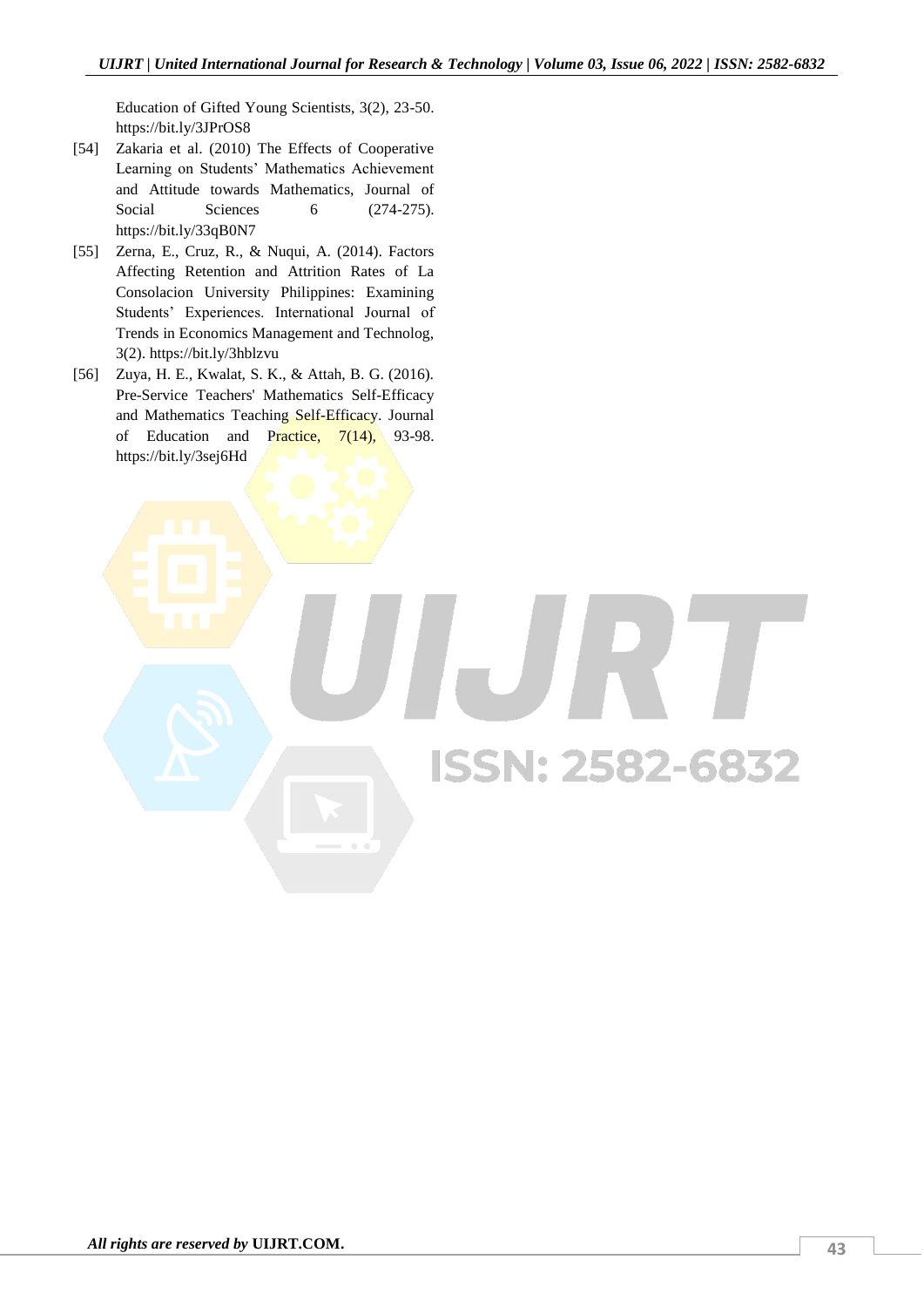Education of Gifted Young Scientists, 3(2), 23-50. https://bit.ly/3JPrOS8

[54] Zakaria et al. (2010) The Effects of Cooperative Learning on Students' Mathematics Achievement and Attitude towards Mathematics, Journal of Social Sciences 6 (274-275). https://bit.ly/33qB0N7

[55] Zerna, E., Cruz, R., & Nuqui, A. (2014). Factors Affecting Retention and Attrition Rates of La Consolacion University Philippines: Examining Students' Experiences. International Journal of Trends in Economics Management and Technolog, 3(2). https://bit.ly/3hblzvu

[56] Zuya, H. E., Kwalat, S. K., & Attah, B. G. (2016). Pre-Service Teachers' Mathematics Self-Efficacy and Mathematics Teaching Self-Efficacy. Journal of Education and Practice, 7(14), 93-98. https://bit.ly/3sej6Hd